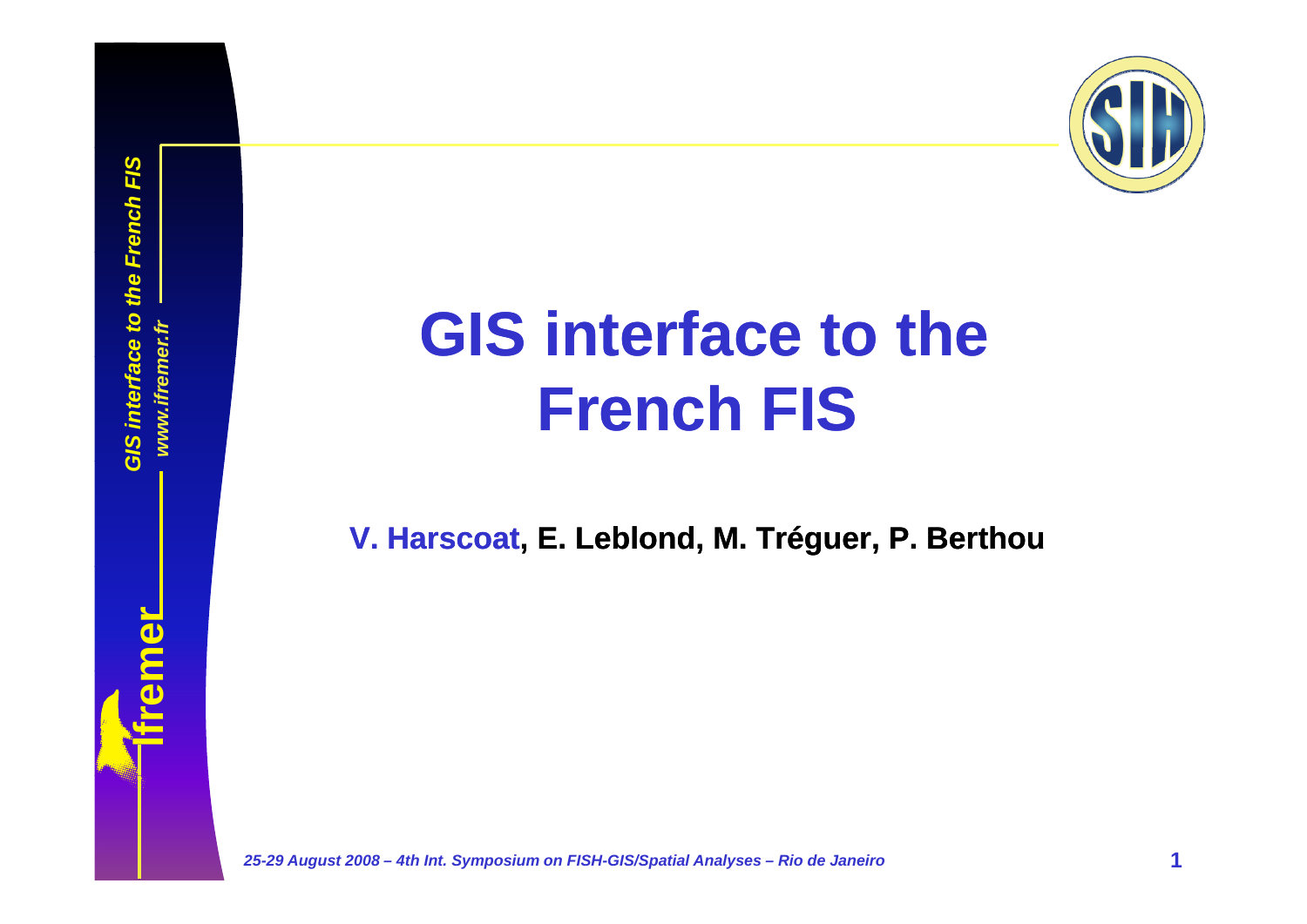# GIS interface to the French FIS

**V. Harscoat, E. Leblond, M. Tréguer, P. Berthou**

*25-29 August 2008 – 4th Int. Symposium on FISH-GIS/Spatial Analyses – Rio de Janeiro*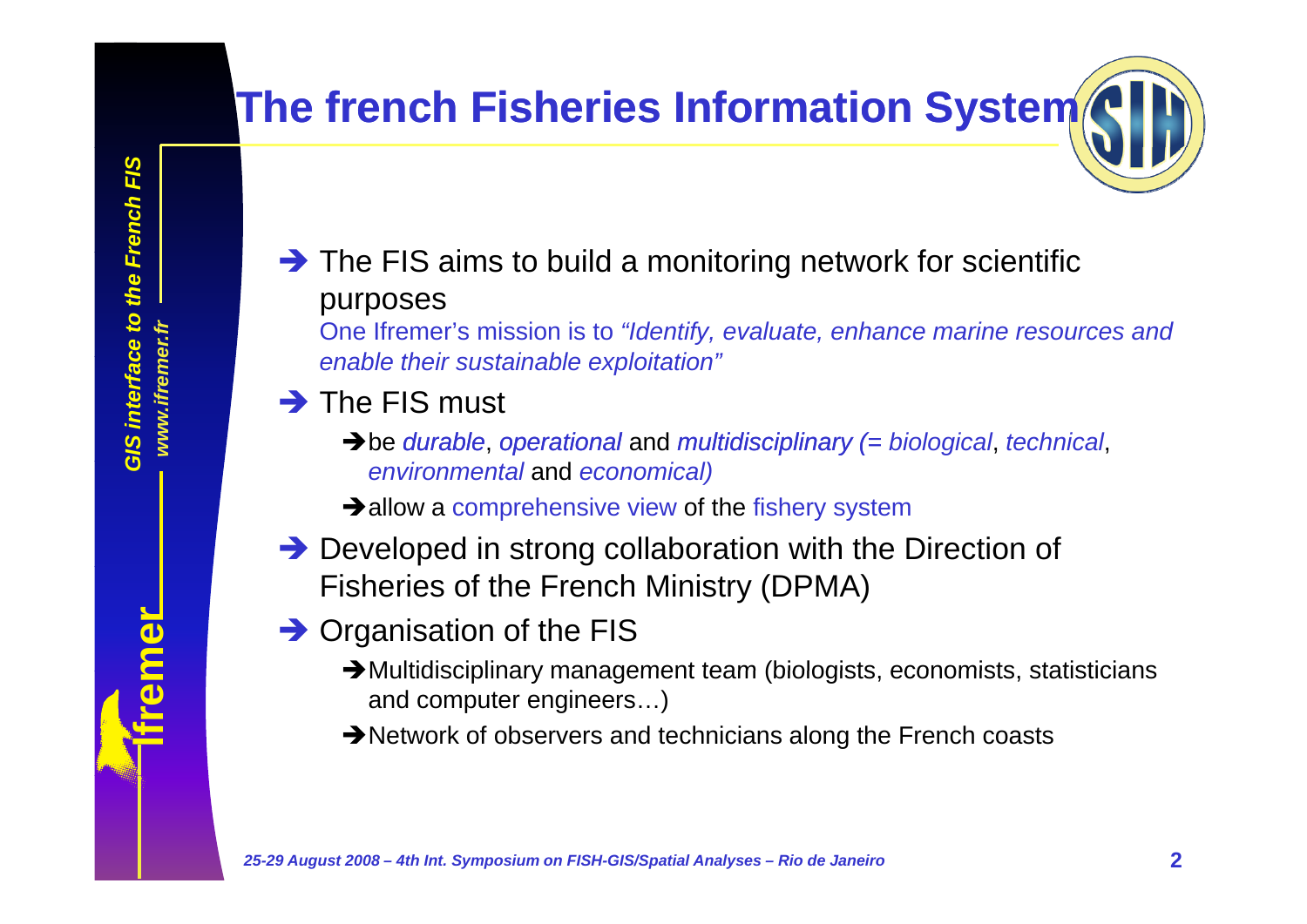# The french Fisheries Information System

- The FIS aims to build a monitoring network for scientific purposes

  One Ifremer's mission is to *"Identify, evaluate, enhance marine resources and enable their sustainable exploitation"*

- The FIS must
  - be *durable*, *operational* and *multidisciplinary (= biological*, *technical*, *environmental* and *economical)*
  - allow a comprehensive view of the fishery system

- Developed in strong collaboration with the Direction of Fisheries of the French Ministry (DPMA)

- Organisation of the FIS
  - Multidisciplinary management team (biologists, economists, statisticians and computer engineers…)
  - Network of observers and technicians along the French coasts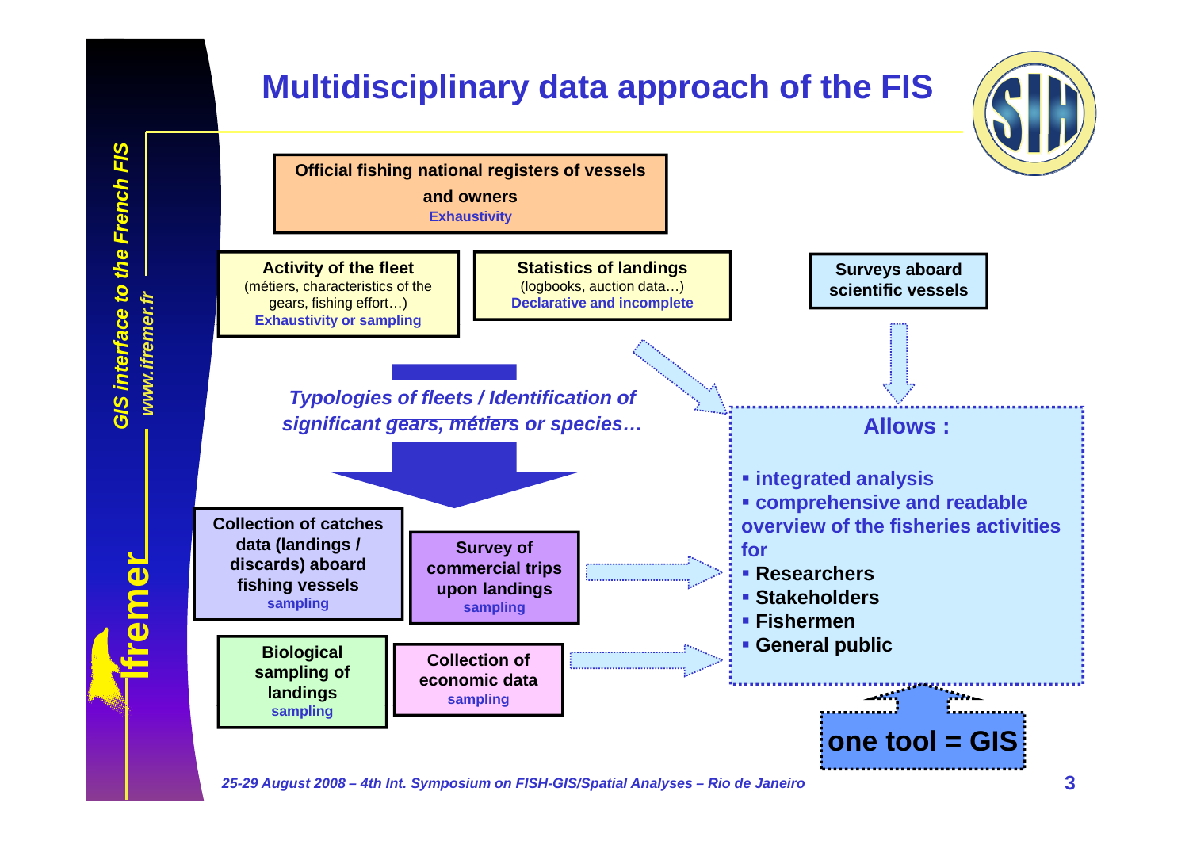# Multidisciplinary data approach of the FIS

**Official fishing national registers of vessels and owners**
Exhaustivity

**Activity of the fleet**
(métiers, characteristics of the gears, fishing effort…)
Exhaustivity or sampling

**Statistics of landings**
(logbooks, auction data…)
Declarative and incomplete

**Surveys aboard scientific vessels**

*Typologies of fleets / Identification of significant gears, métiers or species…*

**Collection of catches data (landings / discards) aboard fishing vessels**
sampling

**Survey of commercial trips upon landings**
sampling

**Biological sampling of landings**
sampling

**Collection of economic data**
sampling

**Allows :**

- integrated analysis
- comprehensive and readable overview of the fisheries activities for
- Researchers
- Stakeholders
- Fishermen
- General public

**one tool = GIS**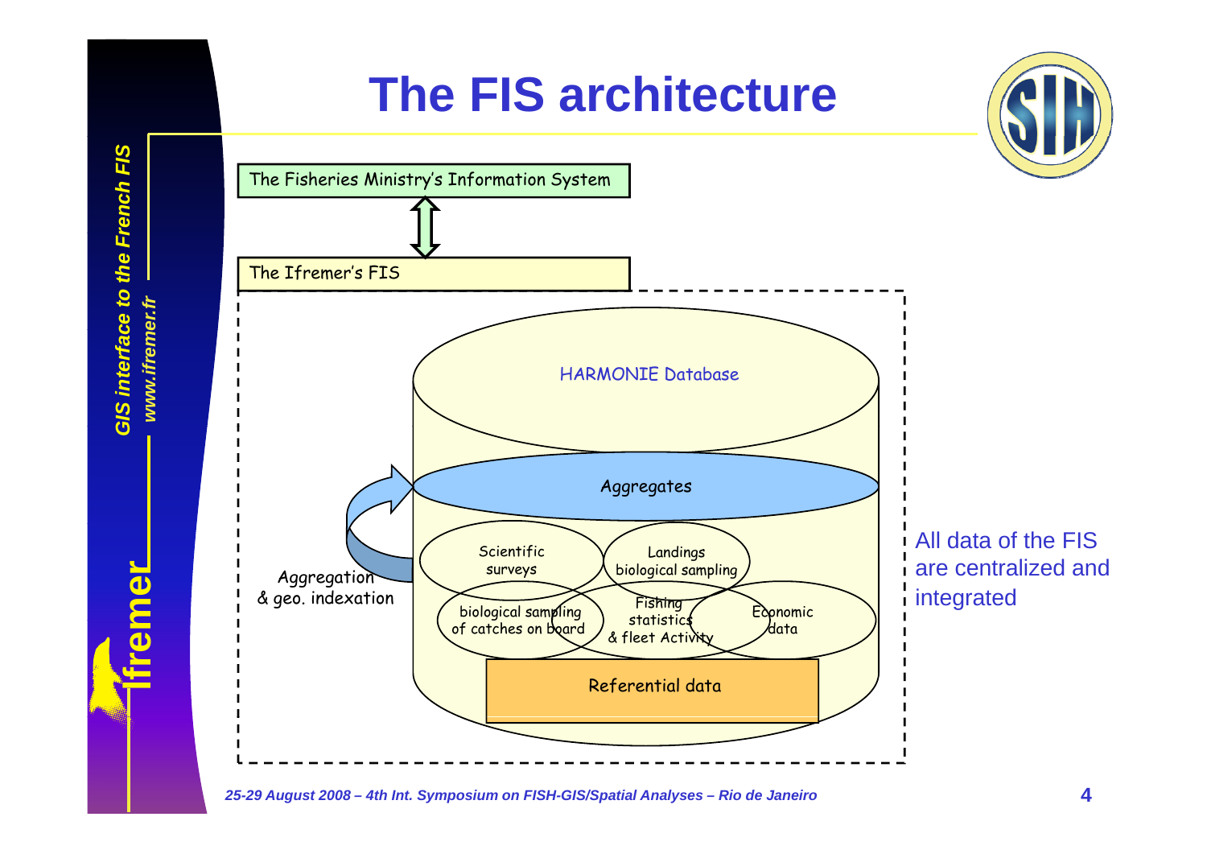# The FIS architecture

The Fisheries Ministry's Information System

The Ifremer's FIS

HARMONIE Database

Aggregates

Aggregation & geo. indexation

Scientific surveys

Landings biological sampling

biological sampling of catches on board

Fishing statistics & fleet Activity

Economic data

Referential data

All data of the FIS are centralized and integrated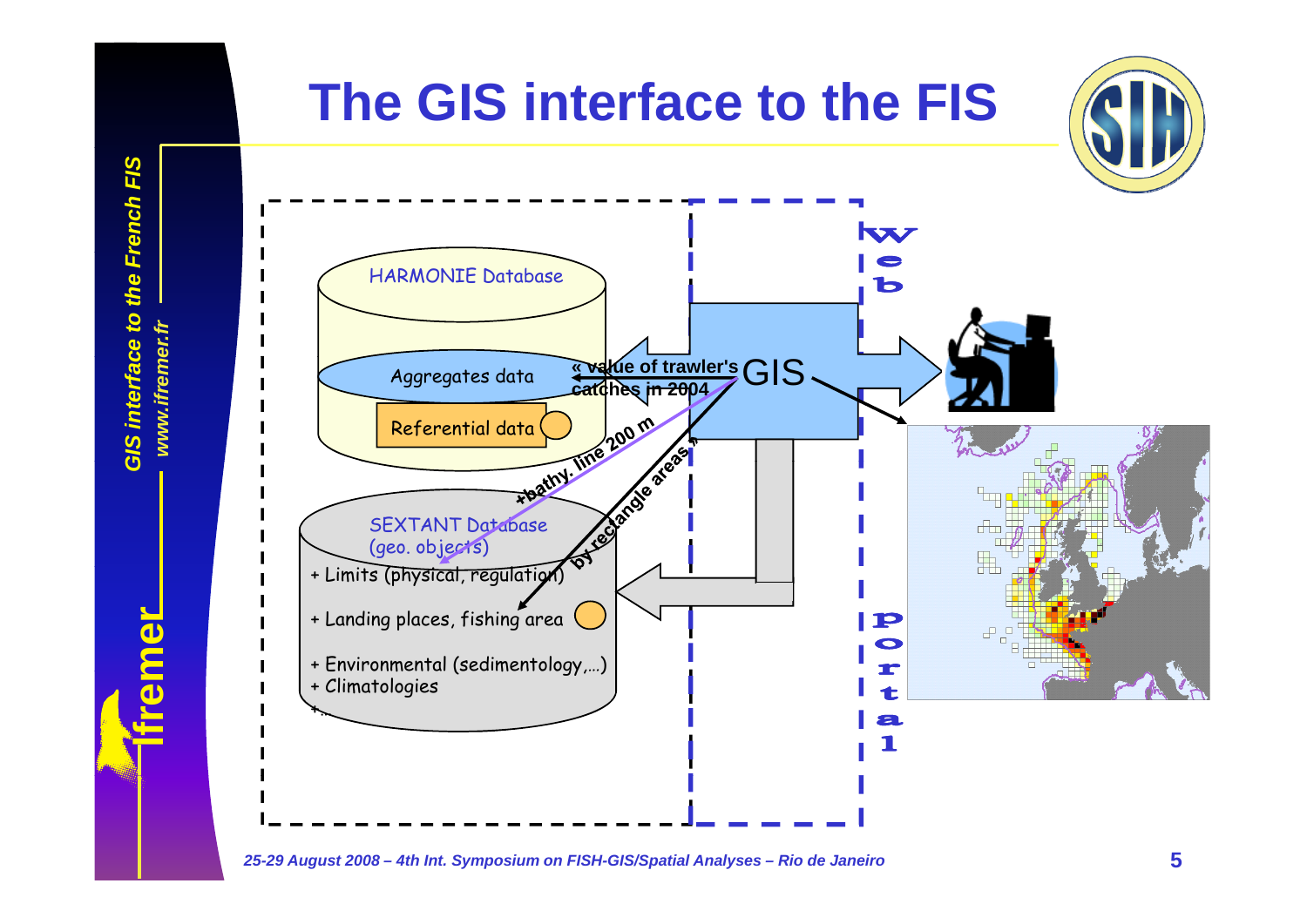# The GIS interface to the FIS

HARMONIE Database

Aggregates data

Referential data

« value of trawler's catches in 2004

GIS

+bathy. line 200 m

by rectangle areas »

SEXTANT Database (geo. objects)

+ Limits (physical, regulation)

+ Landing places, fishing area

+ Environmental (sedimentology,…)

+ Climatologies

+…

Web portal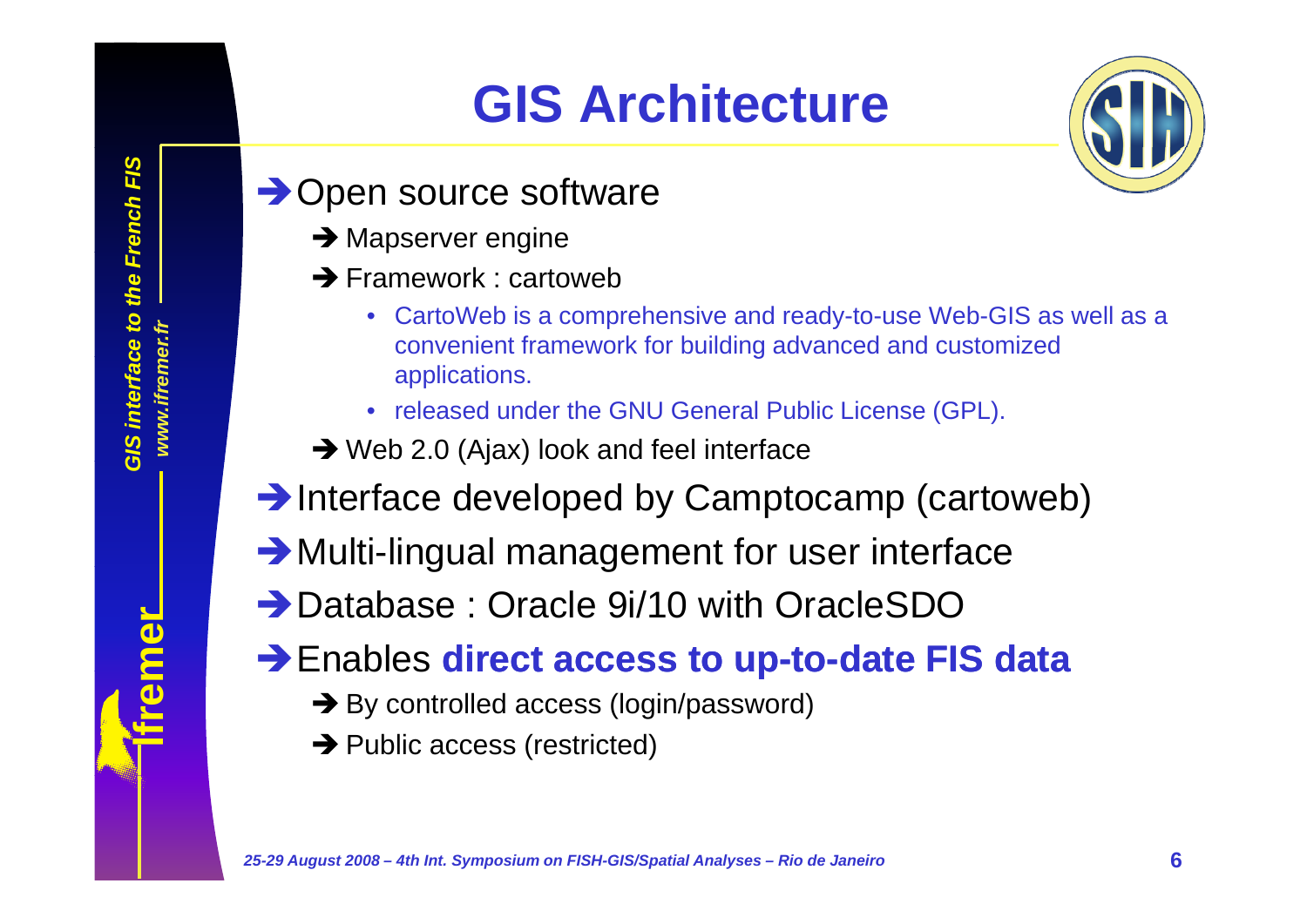# GIS Architecture

- ➔ Open source software
  - ➔ Mapserver engine
  - ➔ Framework : cartoweb
    - CartoWeb is a comprehensive and ready-to-use Web-GIS as well as a convenient framework for building advanced and customized applications.
    - released under the GNU General Public License (GPL).
  - ➔ Web 2.0 (Ajax) look and feel interface
- ➔ Interface developed by Camptocamp (cartoweb)
- ➔ Multi-lingual management for user interface
- ➔ Database : Oracle 9i/10 with OracleSDO
- ➔ Enables **direct access to up-to-date FIS data**
  - ➔ By controlled access (login/password)
  - ➔ Public access (restricted)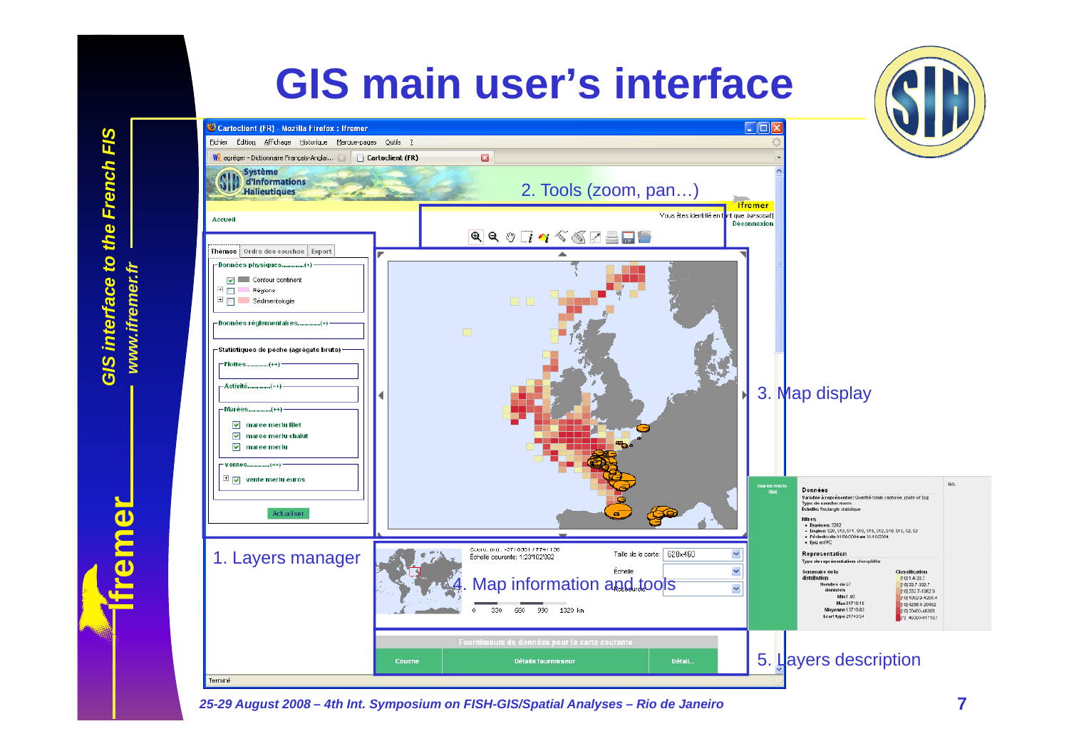# GIS main user's interface

2. Tools (zoom, pan…)

1. Layers manager

3. Map display

4. Map information and tools

5. Layers description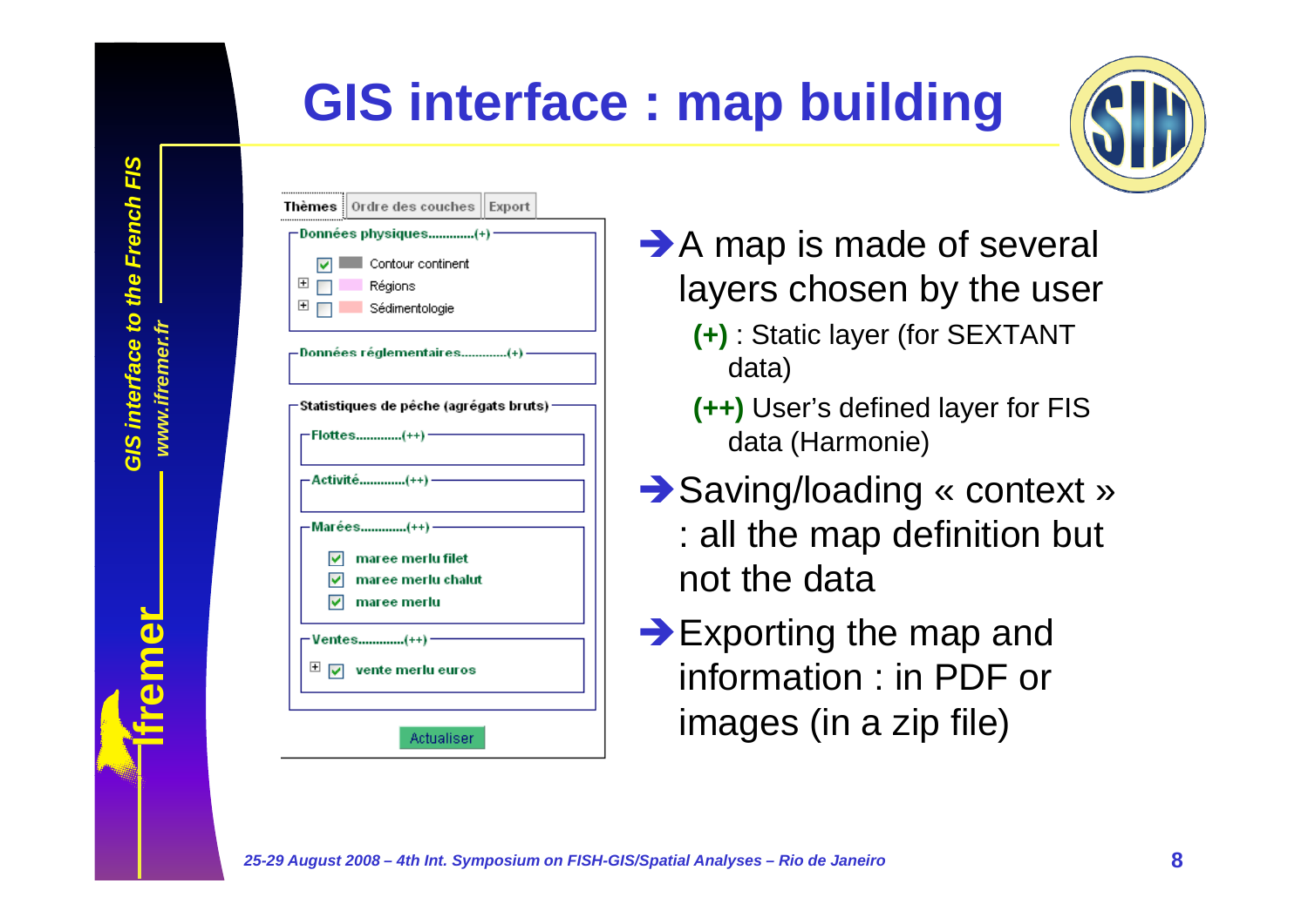# GIS interface : map building

Thèmes | Ordre des couches | Export

- Données physiques............(+)
  - [x] Contour continent
  - [ ] Régions
  - [ ] Sédimentologie
- Données réglementaires............(+)
- Statistiques de pêche (agrégats bruts)
  - Flottes............(++)
  - Activité............(++)
  - Marées............(++)
    - [x] maree merlu filet
    - [x] maree merlu chalut
    - [x] maree merlu
  - Ventes............(++)
    - [x] vente merlu euros

Actualiser

- ➔ A map is made of several layers chosen by the user
  - **(+)** : Static layer (for SEXTANT data)
  - **(++)** User's defined layer for FIS data (Harmonie)
- ➔ Saving/loading « context » : all the map definition but not the data
- ➔ Exporting the map and information : in PDF or images (in a zip file)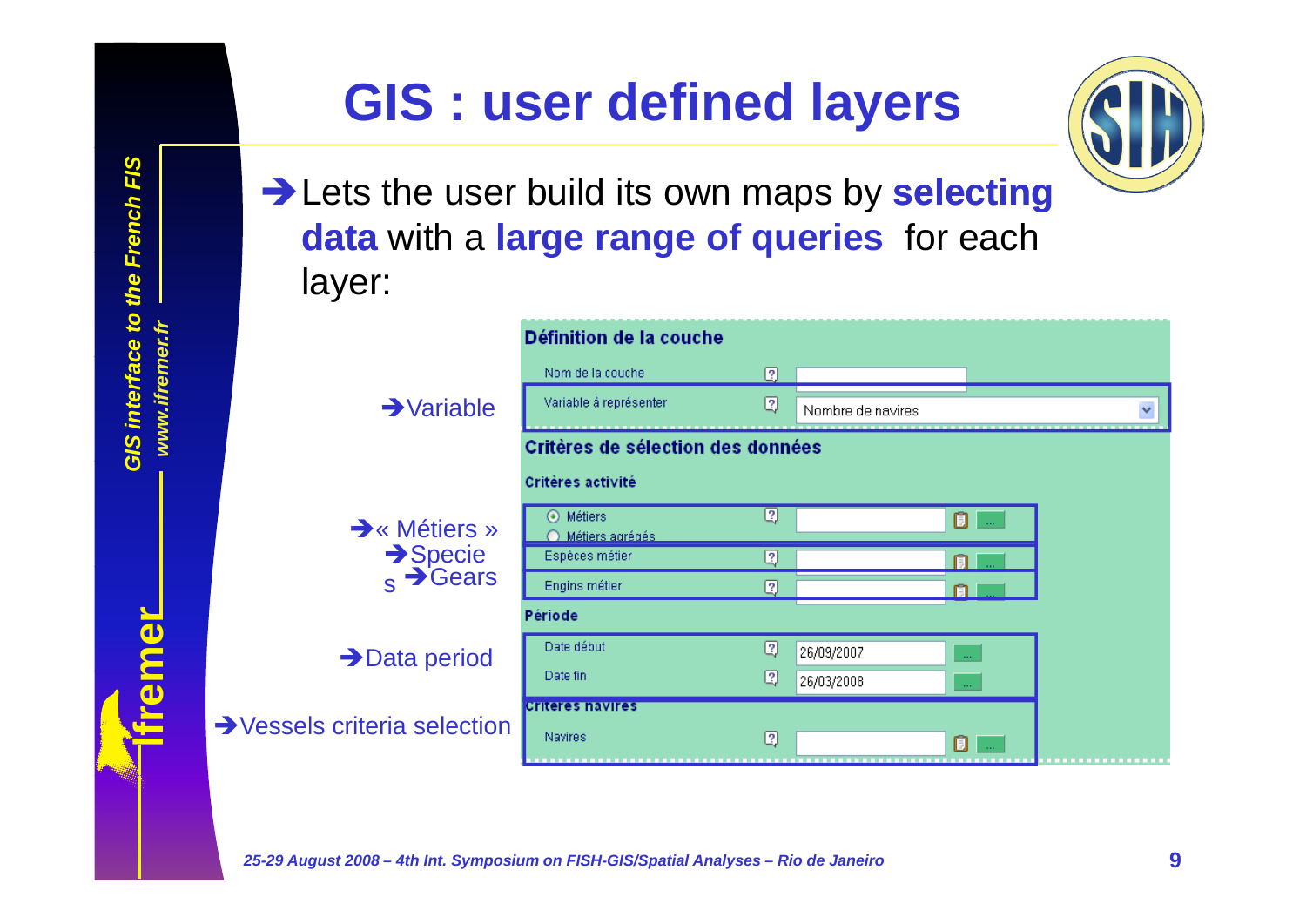# GIS : user defined layers

➔ Lets the user build its own maps by **selecting data** with a **large range of queries** for each layer:

**Définition de la couche**

- Nom de la couche
- ➔ Variable — Variable à représenter: Nombre de navires

**Critères de sélection des données**

Critères activité

- ➔ « Métiers » — Métiers / Métiers agrégés
- ➔ Species — Espèces métier
- ➔ Gears — Engins métier

Période

- ➔ Data period — Date début: 26/09/2007; Date fin: 26/03/2008

Critères navires

- ➔ Vessels criteria selection — Navires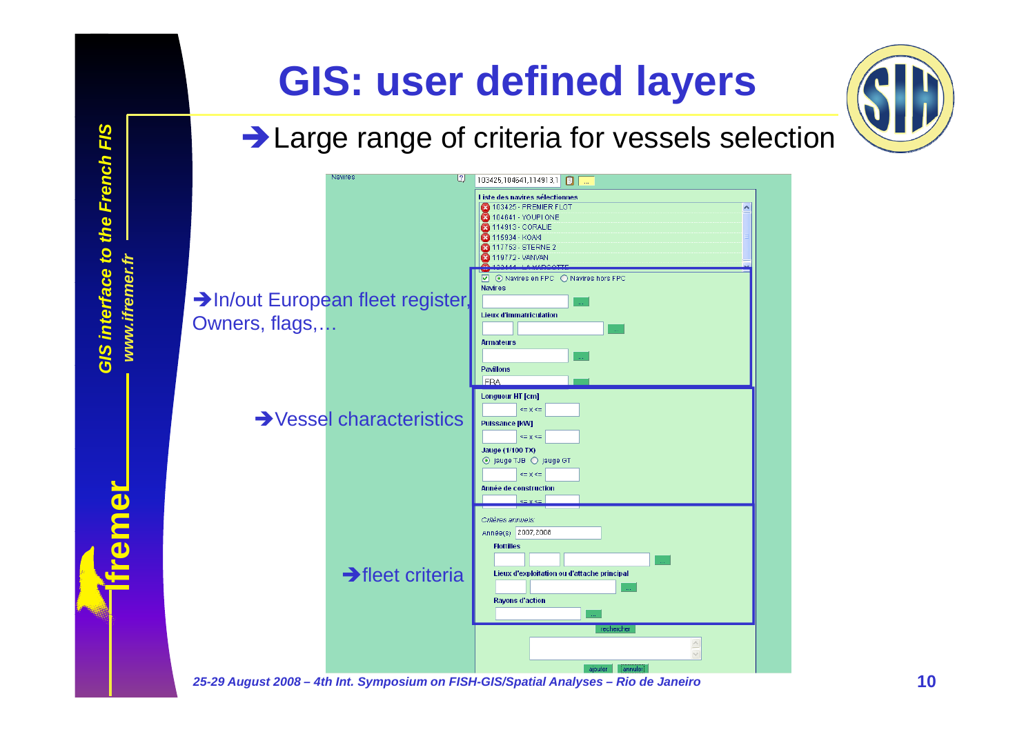# GIS: user defined layers

➔ Large range of criteria for vessels selection

➔ In/out European fleet register, Owners, flags,…

➔ Vessel characteristics

➔ fleet criteria

Navires

103425,104641,114913,1

Liste des navires sélectionnés

- 103425 - PREMIER FLOT
- 104641 - YOUPI ONE
- 114913 - CORALIE
- 115934 - KOAN
- 117753 - STERNE 2
- 119772 - VANVAN

Navires en FPC | Navires hors FPC

Navires

Lieux d'immatriculation

Armateurs

Pavillons

FRA

Longueur HT [cm]

<= x <=

Puissance [KW]

<= x <=

Jauge (1/100 TX)

jauge TJB | jauge GT

<= x <=

Année de construction

<= x <=

Critères annuels

Année(s) 2007,2008

Flotilles

Lieux d'exploitation ou d'attache principal

Rayons d'action

rechercher

ajouter | annuler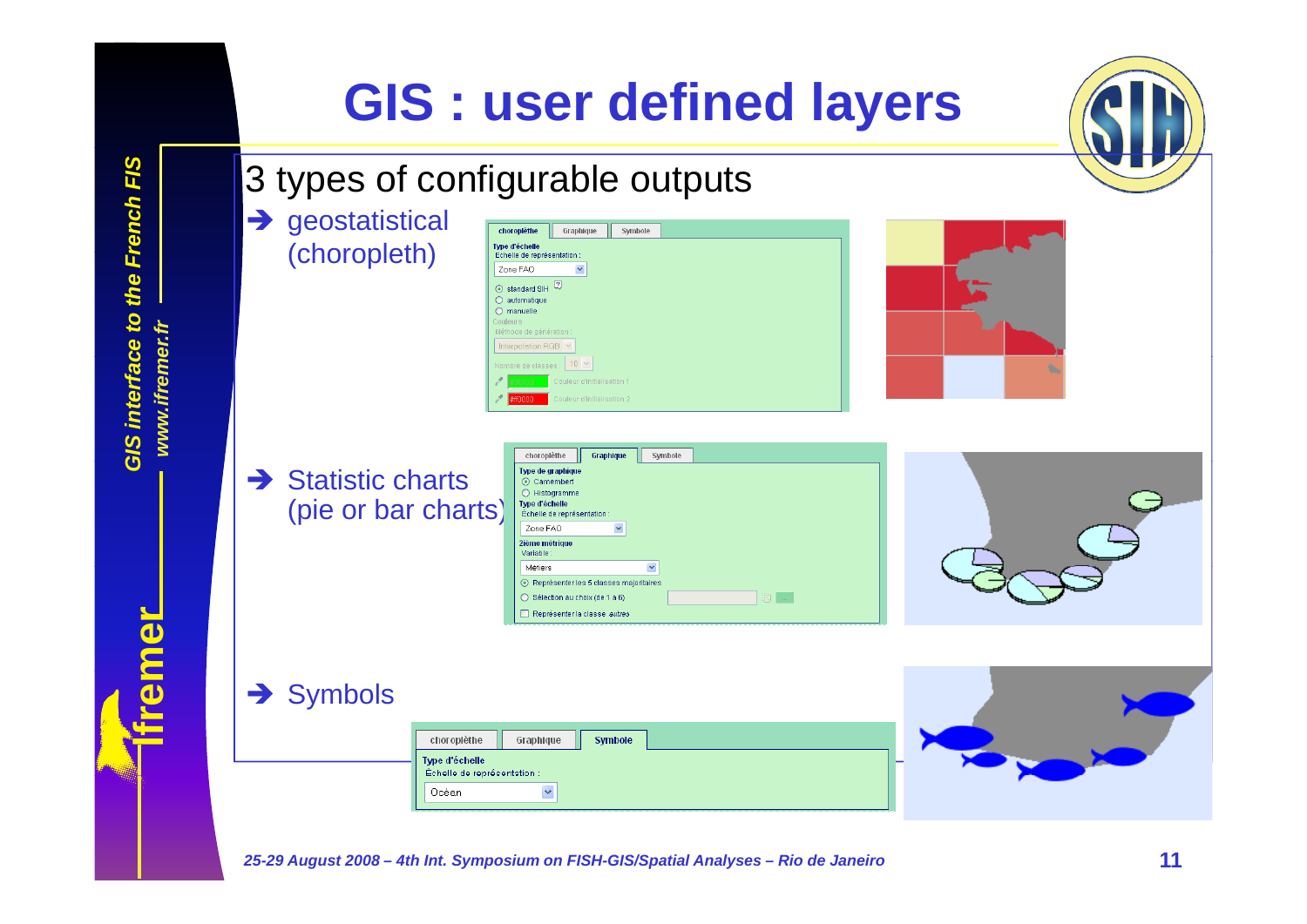# GIS : user defined layers

## 3 types of configurable outputs

- ➔ geostatistical (choropleth)
- ➔ Statistic charts (pie or bar charts)
- ➔ Symbols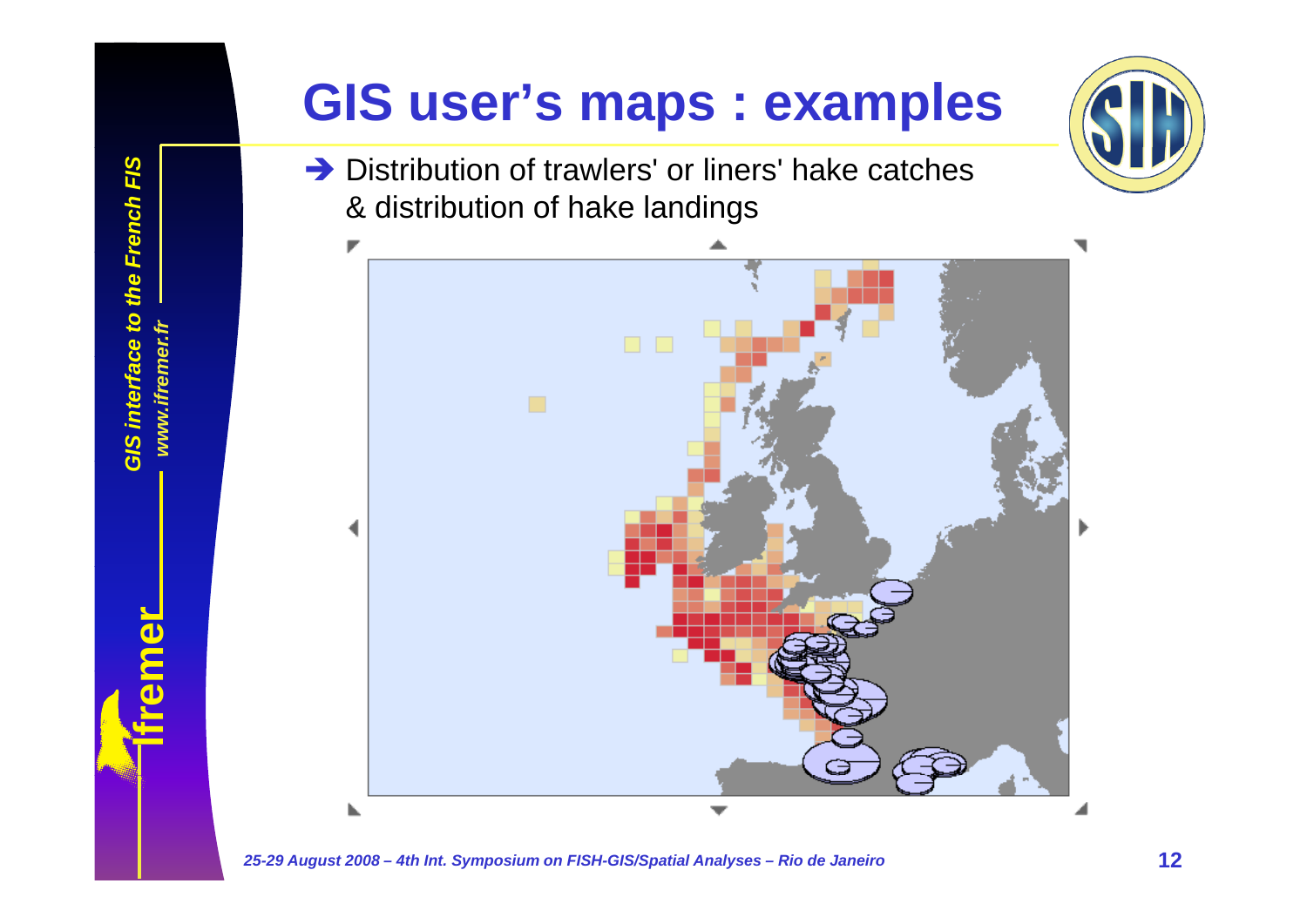# GIS user's maps : examples

➔ Distribution of trawlers' or liners' hake catches & distribution of hake landings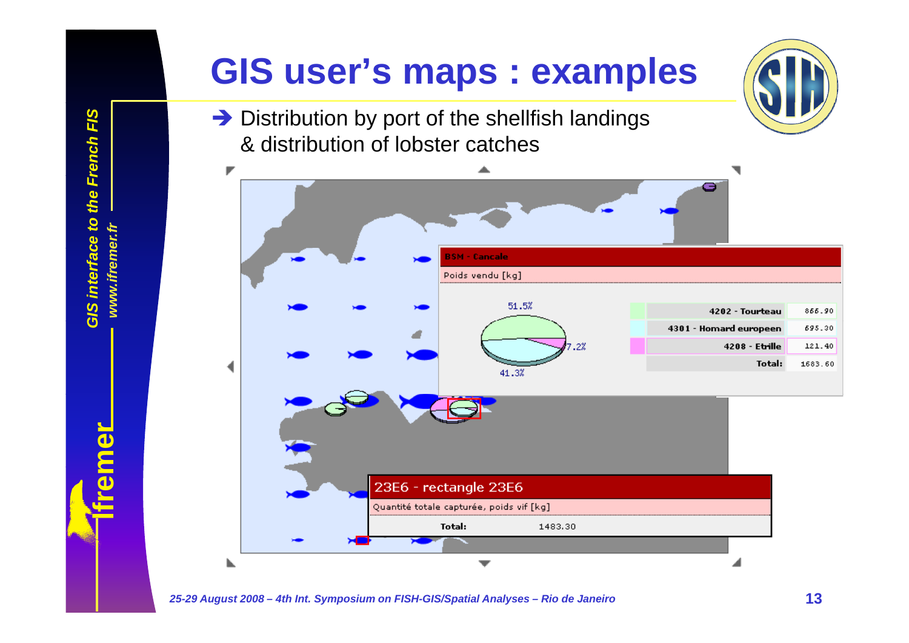# GIS user's maps : examples

➔ Distribution by port of the shellfish landings & distribution of lobster catches

**BSM - Cancale**

Poids vendu [kg]

51.5%

7.2%

41.3%

| | |
|---|---|
| 4202 - Tourteau | 866.90 |
| 4301 - Homard europeen | 695.30 |
| 4208 - Etrille | 121.40 |
| Total: | 1683.60 |

**23E6 - rectangle 23E6**

Quantité totale capturée, poids vif [kg]

| | |
|---|---|
| Total: | 1483.30 |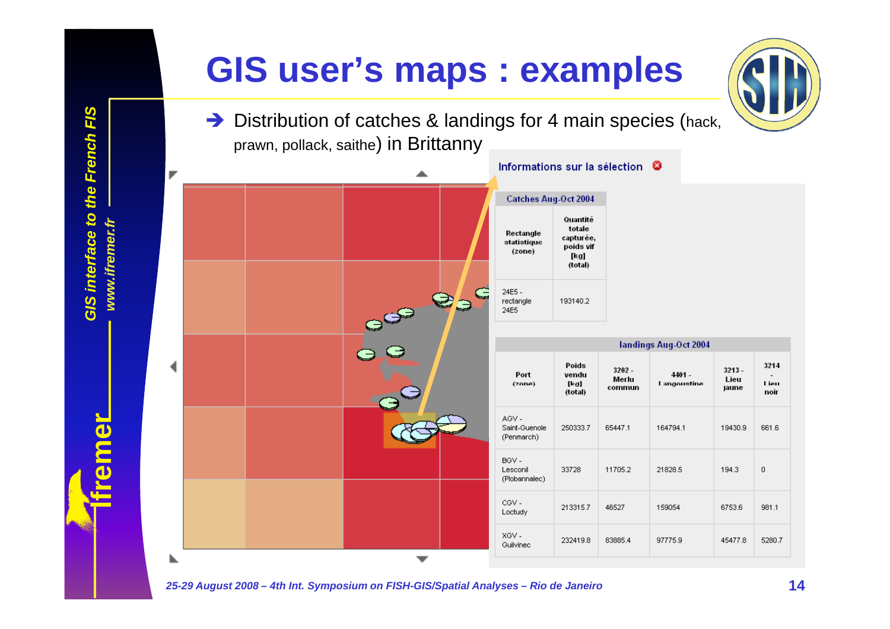# GIS user's maps : examples

➔ Distribution of catches & landings for 4 main species (hack, prawn, pollack, saithe) in Brittanny

Informations sur la sélection

| Catches Aug-Oct 2004 | |
|---|---|
| Rectangle statistique (zone) | Quantité totale capturée, poids vif [kg] (total) |
| 24E5 - rectangle 24E5 | 193140.2 |

| landings Aug-Oct 2004 | | | | | |
|---|---|---|---|---|---|
| Port (zone) | Poids vendu [kg] (total) | 3202 - Merlu commun | 4401 - Langoustine | 3213 - Lieu jaune | 3214 - Lieu noir |
| AGV - Saint-Guenole (Penmarch) | 250333.7 | 65447.1 | 164794.1 | 19430.9 | 661.6 |
| BGV - Lesconil (Plobannalec) | 33728 | 11705.2 | 21828.5 | 194.3 | 0 |
| CGV - Loctudy | 213315.7 | 46527 | 159054 | 6753.6 | 981.1 |
| XGV - Guilvinec | 232419.8 | 83885.4 | 97775.9 | 45477.8 | 5280.7 |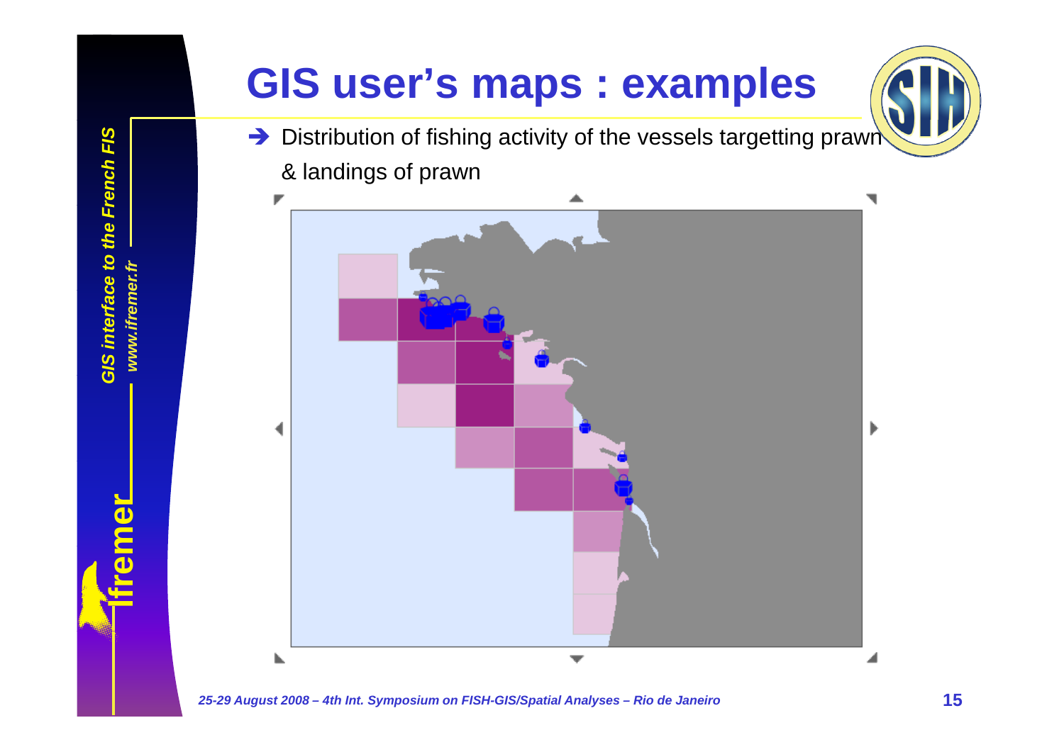# GIS user's maps : examples

➔ Distribution of fishing activity of the vessels targetting prawn & landings of prawn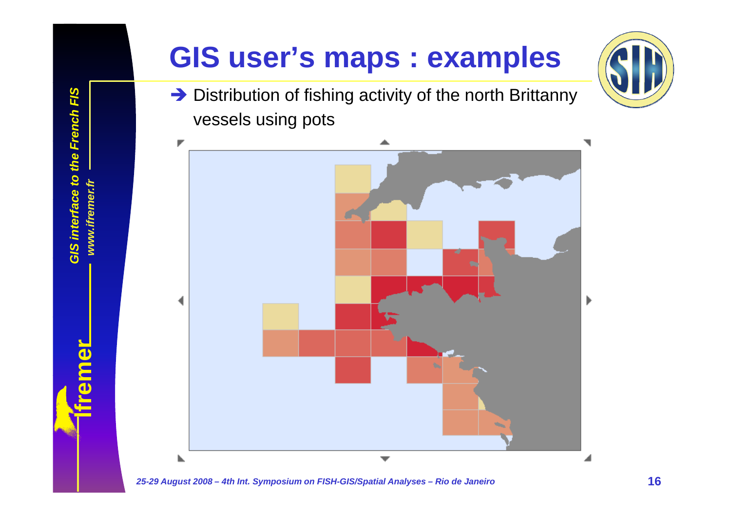# GIS user's maps : examples

➔ Distribution of fishing activity of the north Brittanny vessels using pots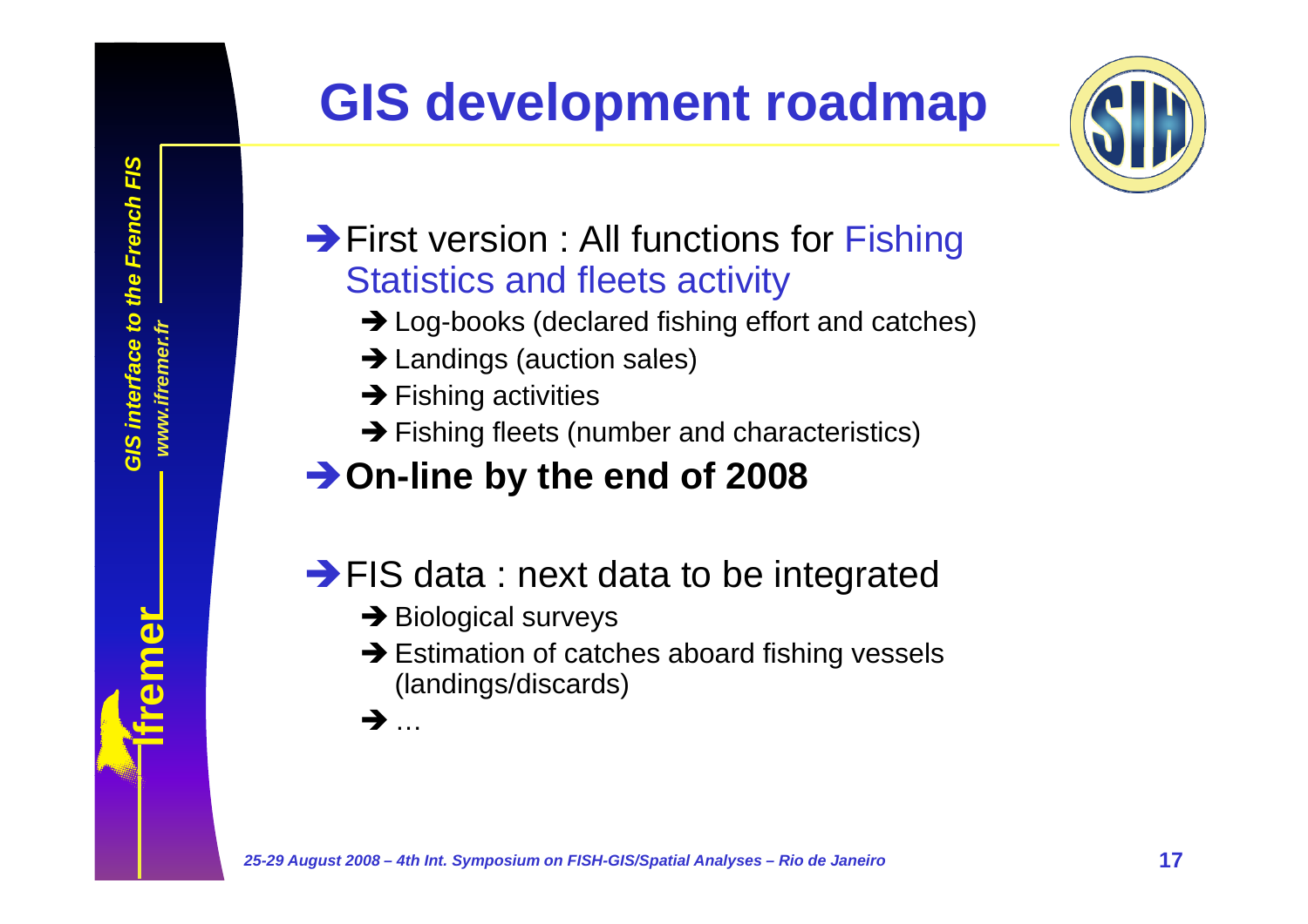# GIS development roadmap

- ➔ First version : All functions for Fishing Statistics and fleets activity
  - ➔ Log-books (declared fishing effort and catches)
  - ➔ Landings (auction sales)
  - ➔ Fishing activities
  - ➔ Fishing fleets (number and characteristics)
- ➔ **On-line by the end of 2008**

- ➔ FIS data : next data to be integrated
  - ➔ Biological surveys
  - ➔ Estimation of catches aboard fishing vessels (landings/discards)
  - ➔ …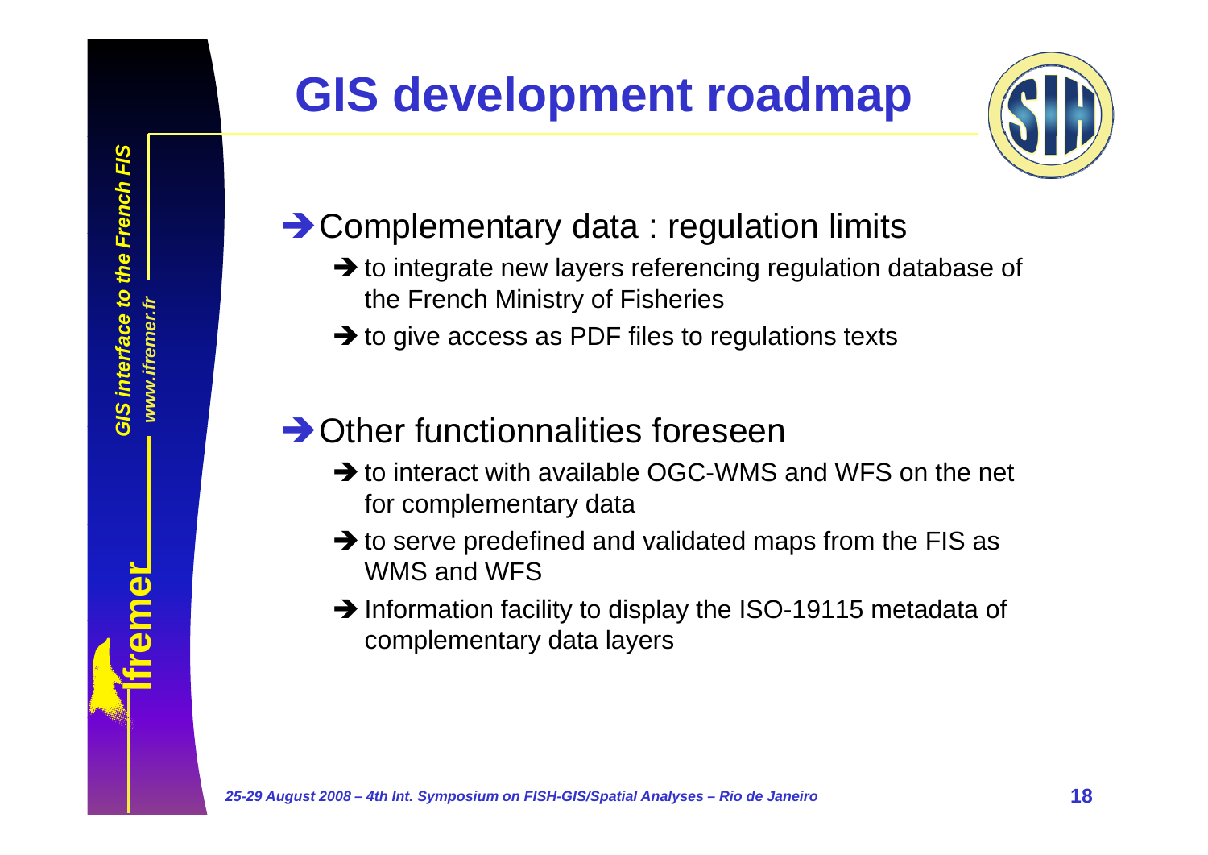# GIS development roadmap

- ➔ Complementary data : regulation limits
  - ➔ to integrate new layers referencing regulation database of the French Ministry of Fisheries
  - ➔ to give access as PDF files to regulations texts

- ➔ Other functionnalities foreseen
  - ➔ to interact with available OGC-WMS and WFS on the net for complementary data
  - ➔ to serve predefined and validated maps from the FIS as WMS and WFS
  - ➔ Information facility to display the ISO-19115 metadata of complementary data layers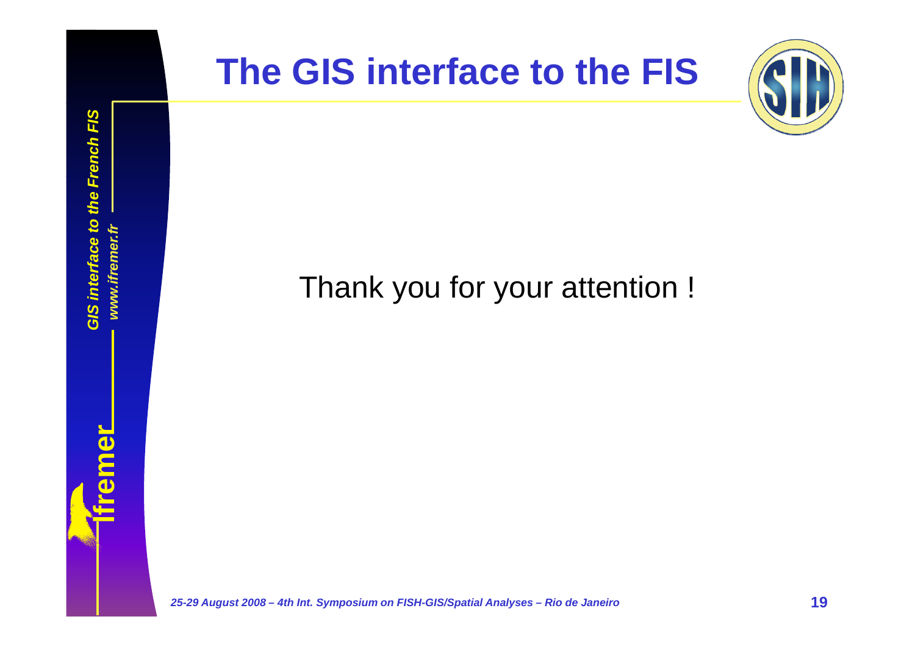# The GIS interface to the FIS

Thank you for your attention !